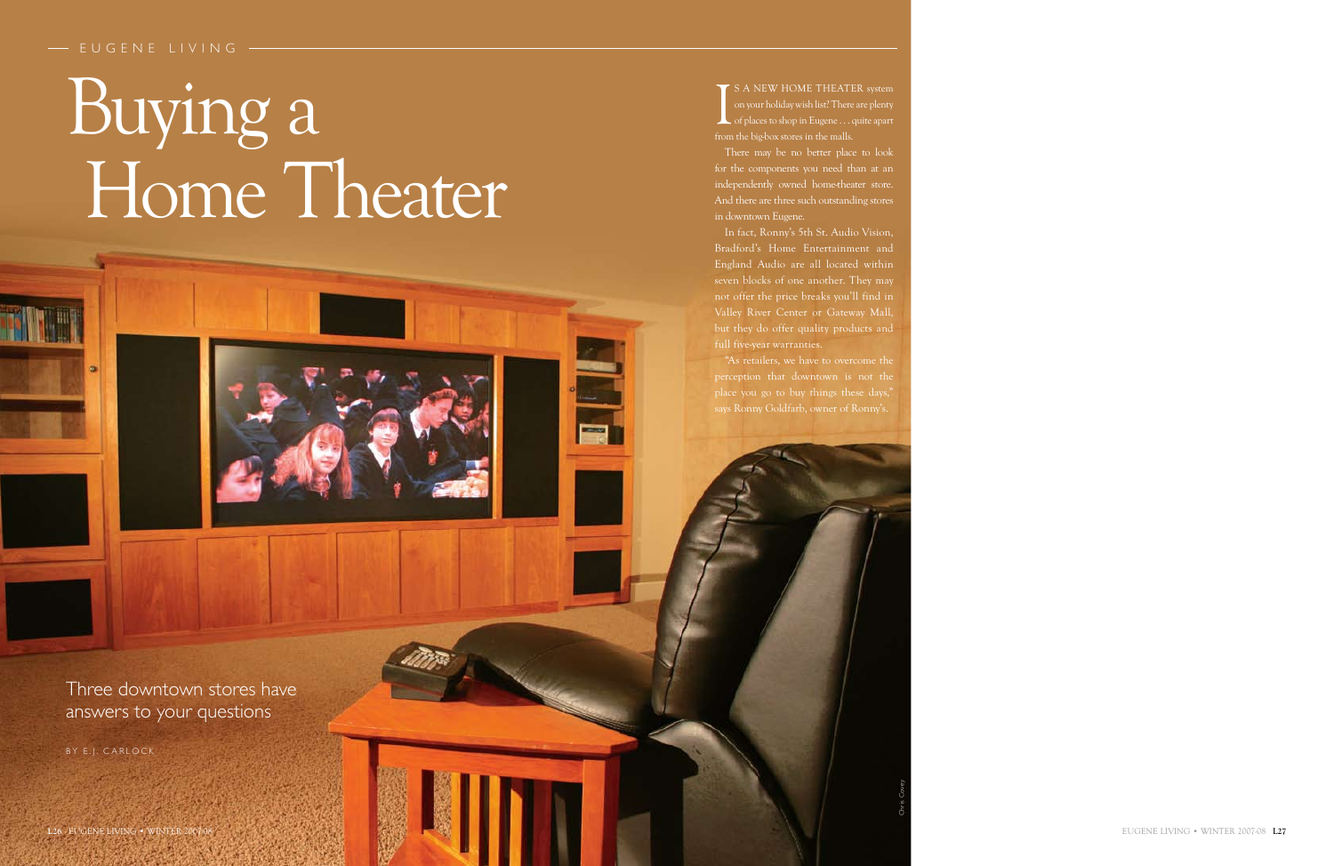# Buying a Home Theater

Three downtown stores have answers to your questions

BY E.J. CARLOCK

IS A NEW HOME THEATER system on your holiday wish list? There are plenty of places to shop in Eugene . . . quite apart from the big-box stores in the malls.

There may be no better place to look for the components you need than at an independently owned home-theater store. And there are three such outstanding stores in downtown Eugene.

In fact, Ronny's 5th St. Audio Vision, Bradford's Home Entertainment and England Audio are all located within seven blocks of one another. They may not offer the price breaks you'll find in Valley River Center or Gateway Mall, but they do offer quality products and full five-year warranties.

"As retailers, we have to overcome the perception that downtown is not the place you go to buy things these days," says Ronny Goldfarb, owner of Ronny's.

Chris Covey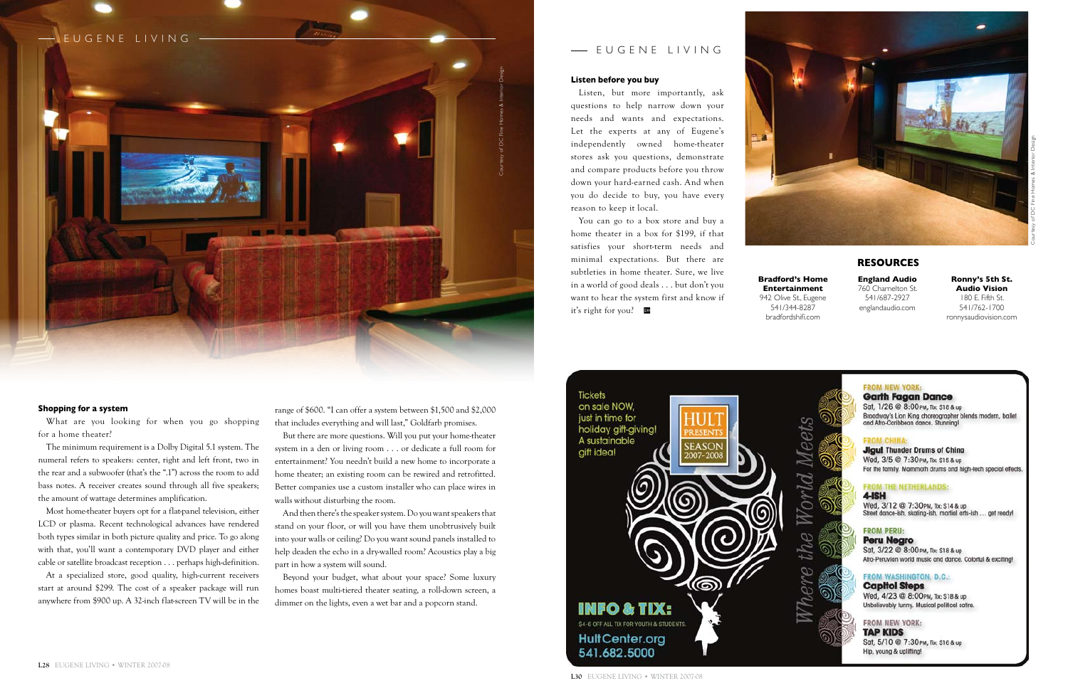Courtesy of DC Fine Homes & Interior Design

### Shopping for a system

What are you looking for when you go shopping for a home theater?

The minimum requirement is a Dolby Digital 5.1 system. The numeral refers to speakers: center, right and left front, two in the rear and a subwoofer (that's the ".1") across the room to add bass notes. A receiver creates sound through all five speakers; the amount of wattage determines amplification.

Most home-theater buyers opt for a flat-panel television, either LCD or plasma. Recent technological advances have rendered both types similar in both picture quality and price. To go along with that, you'll want a contemporary DVD player and either cable or satellite broadcast reception . . . perhaps high-definition.

At a specialized store, good quality, high-current receivers start at around $299. The cost of a speaker package will run anywhere from $900 up. A 32-inch flat-screen TV will be in the range of $600. "I can offer a system between $1,500 and $2,000 that includes everything and will last," Goldfarb promises.

But there are more questions. Will you put your home-theater system in a den or living room . . . or dedicate a full room for entertainment? You needn't build a new home to incorporate a home theater; an existing room can be rewired and retrofitted. Better companies use a custom installer who can place wires in walls without disturbing the room.

And then there's the speaker system. Do you want speakers that stand on your floor, or will you have them unobtrusively built into your walls or ceiling? Do you want sound panels installed to help deaden the echo in a dry-walled room? Acoustics play a big part in how a system will sound.

Beyond your budget, what about your space? Some luxury homes boast multi-tiered theater seating, a roll-down screen, a dimmer on the lights, even a wet bar and a popcorn stand.

### Listen before you buy

Listen, but more importantly, ask questions to help narrow down your needs and wants and expectations. Let the experts at any of Eugene's independently owned home-theater stores ask you questions, demonstrate and compare products before you throw down your hard-earned cash. And when you do decide to buy, you have every reason to keep it local.

You can go to a box store and buy a home theater in a box for $199, if that satisfies your short-term needs and minimal expectations. But there are subtleties in home theater. Sure, we live in a world of good deals . . . but don't you want to hear the system first and know if it's right for you?

Courtesy of DC Fine Homes & Interior Design

## RESOURCES

**Bradford's Home Entertainment**
942 Olive St., Eugene
541/344-8287
bradfordshifi.com

**England Audio**
760 Chamelton St.
541/687-2927
englandaudio.com

**Ronny's 5th St. Audio Vision**
180 E. Fifth St.
541/762-1700
ronnysaudiovision.com

Tickets on sale NOW, just in time for holiday gift-giving! A sustainable gift idea!

HULT PRESENTS SEASON 2007-2008

*Where the World Meets*

FROM NEW YORK:
**Garth Fagan Dance**
Sat, 1/26 @ 8:00PM, Tix: $16 & up
Broadway's Lion King choreographer blends modern, ballet and Afro-Caribbean dance. Stunning!

FROM CHINA:
**Jigui Thunder Drums of China**
Wed, 3/5 @ 7:30PM, Tix: $16 & up
For the family. Mammoth drums and high-tech special effects.

FROM THE NETHERLANDS:
**4-ISH**
Wed, 3/12 @ 7:30PM, Tix: $14 & up
Street dance-ish, skating-ish, martial arts-ish . . . get ready!

FROM PERU:
**Peru Negro**
Sat, 3/22 @ 8:00PM, Tix: $16 & up
Afro-Peruvian world music and dance. Colorful & exciting!

FROM WASHINGTON, D.C.:
**Capitol Steps**
Wed, 4/23 @ 8:00PM, Tix: $18 & up
Unbelievably funny. Musical political satire.

FROM NEW YORK:
**TAP KIDS**
Sat, 5/10 @ 7:30PM, Tix: $16 & up
Hip, young & uplifting!

**INFO & TIX:**
$4-6 OFF ALL TIX FOR YOUTH & STUDENTS.
HultCenter.org
541.682.5000